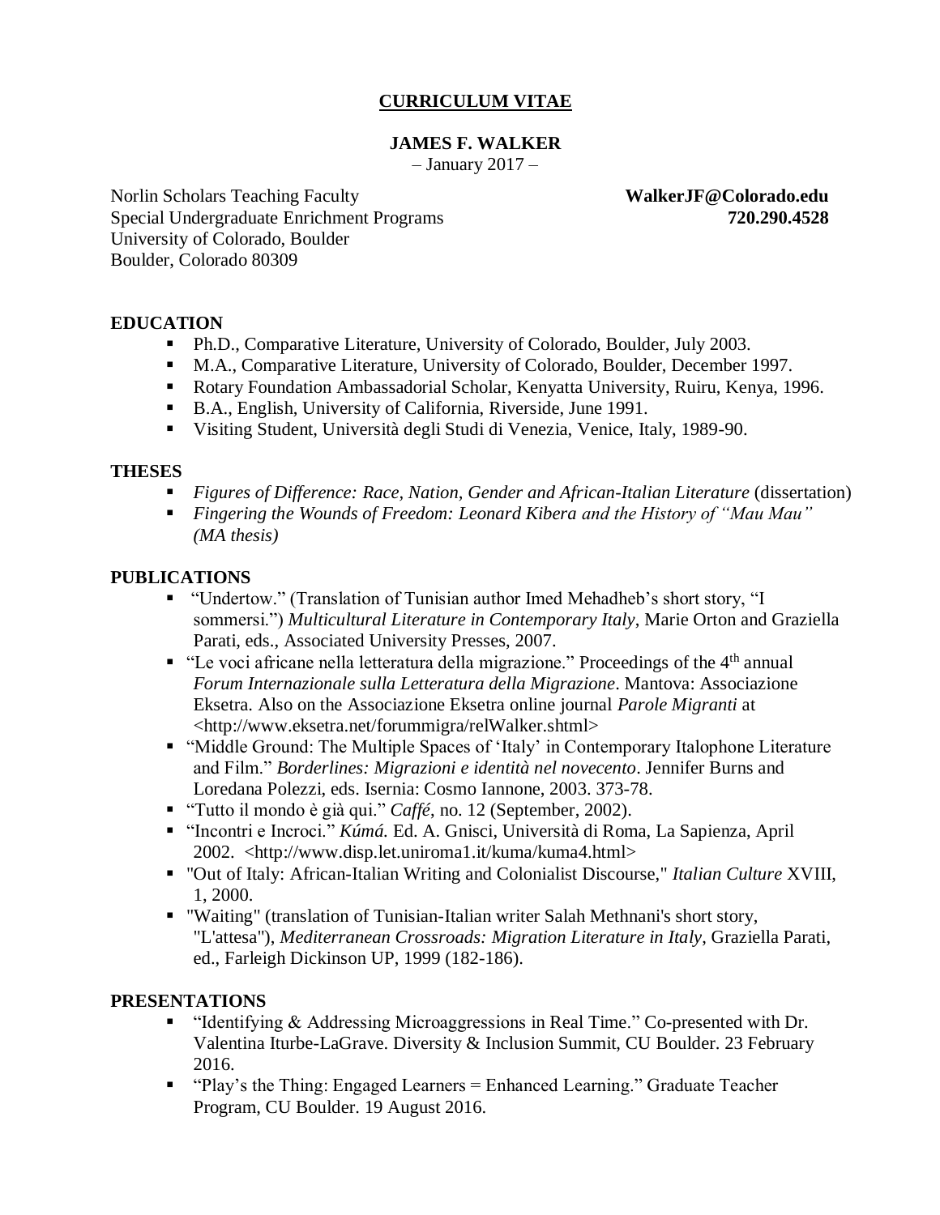# CURRICULUM VITAE

**JAMES F. WALKER**

– January 2017 –

Norlin Scholars Teaching Faculty
Special Undergraduate Enrichment Programs
University of Colorado, Boulder
Boulder, Colorado 80309

**WalkerJF@Colorado.edu**
**720.290.4528**

## EDUCATION

- Ph.D., Comparative Literature, University of Colorado, Boulder, July 2003.
- M.A., Comparative Literature, University of Colorado, Boulder, December 1997.
- Rotary Foundation Ambassadorial Scholar, Kenyatta University, Ruiru, Kenya, 1996.
- B.A., English, University of California, Riverside, June 1991.
- Visiting Student, Università degli Studi di Venezia, Venice, Italy, 1989-90.

## THESES

- *Figures of Difference: Race, Nation, Gender and African-Italian Literature* (dissertation)
- *Fingering the Wounds of Freedom: Leonard Kibera and the History of "Mau Mau" (MA thesis)*

## PUBLICATIONS

- "Undertow." (Translation of Tunisian author Imed Mehadheb's short story, "I sommersi.") *Multicultural Literature in Contemporary Italy*, Marie Orton and Graziella Parati, eds., Associated University Presses, 2007.
- "Le voci africane nella letteratura della migrazione." Proceedings of the 4th annual *Forum Internazionale sulla Letteratura della Migrazione*. Mantova: Associazione Eksetra. Also on the Associazione Eksetra online journal *Parole Migranti* at <http://www.eksetra.net/forummigra/relWalker.shtml>
- "Middle Ground: The Multiple Spaces of 'Italy' in Contemporary Italophone Literature and Film." *Borderlines: Migrazioni e identità nel novecento*. Jennifer Burns and Loredana Polezzi, eds. Isernia: Cosmo Iannone, 2003. 373-78.
- "Tutto il mondo è già qui." *Caffé*, no. 12 (September, 2002).
- "Incontri e Incroci." *Kúmá*. Ed. A. Gnisci, Università di Roma, La Sapienza, April 2002. <http://www.disp.let.uniroma1.it/kuma/kuma4.html>
- "Out of Italy: African-Italian Writing and Colonialist Discourse," *Italian Culture* XVIII, 1, 2000.
- "Waiting" (translation of Tunisian-Italian writer Salah Methnani's short story, "L'attesa"), *Mediterranean Crossroads: Migration Literature in Italy*, Graziella Parati, ed., Farleigh Dickinson UP, 1999 (182-186).

## PRESENTATIONS

- "Identifying & Addressing Microaggressions in Real Time." Co-presented with Dr. Valentina Iturbe-LaGrave. Diversity & Inclusion Summit, CU Boulder. 23 February 2016.
- "Play's the Thing: Engaged Learners = Enhanced Learning." Graduate Teacher Program, CU Boulder. 19 August 2016.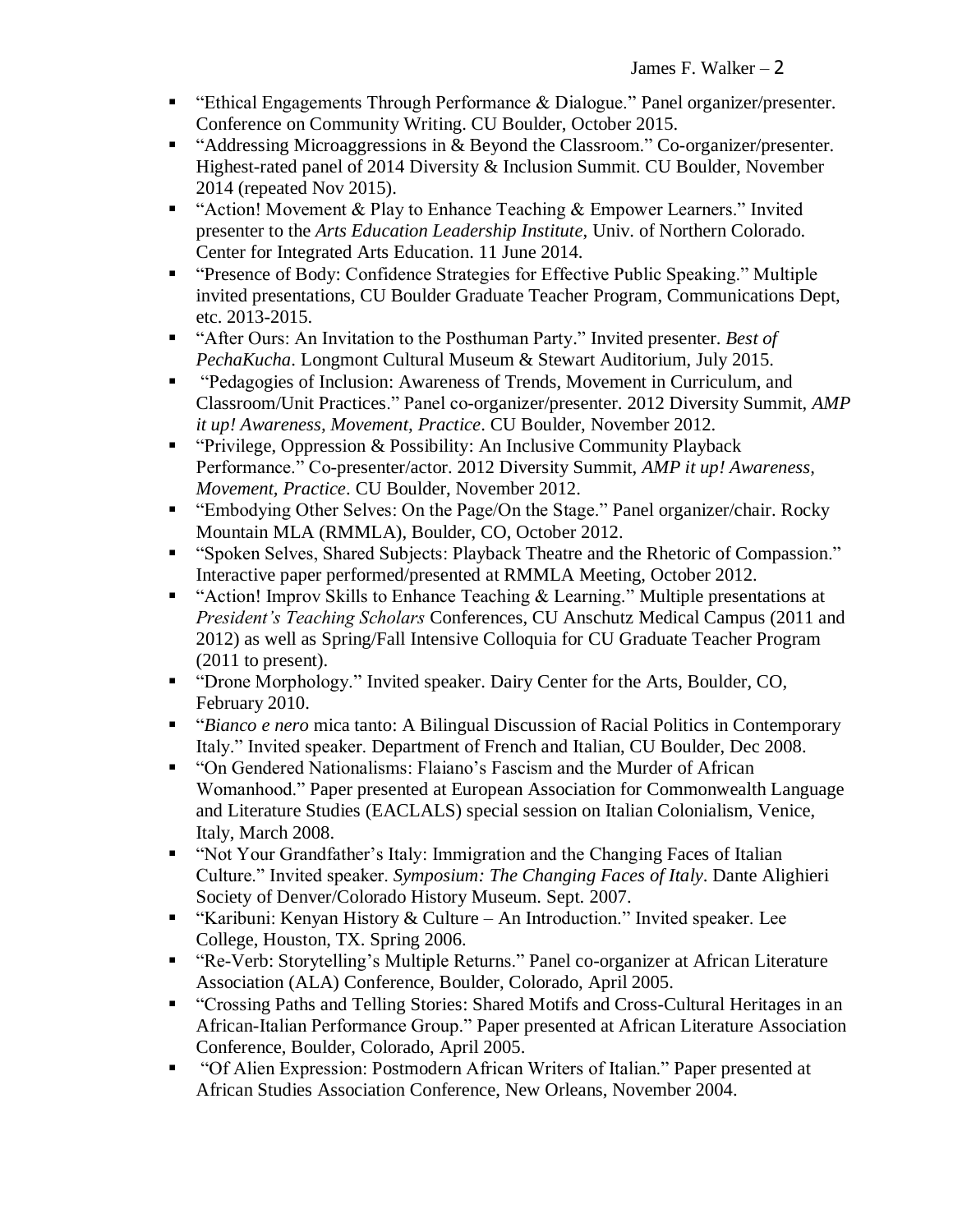- "Ethical Engagements Through Performance & Dialogue." Panel organizer/presenter. Conference on Community Writing. CU Boulder, October 2015.
- "Addressing Microaggressions in & Beyond the Classroom." Co-organizer/presenter. Highest-rated panel of 2014 Diversity & Inclusion Summit. CU Boulder, November 2014 (repeated Nov 2015).
- "Action! Movement & Play to Enhance Teaching & Empower Learners." Invited presenter to the *Arts Education Leadership Institute*, Univ. of Northern Colorado. Center for Integrated Arts Education. 11 June 2014.
- "Presence of Body: Confidence Strategies for Effective Public Speaking." Multiple invited presentations, CU Boulder Graduate Teacher Program, Communications Dept, etc. 2013-2015.
- "After Ours: An Invitation to the Posthuman Party." Invited presenter. *Best of PechaKucha*. Longmont Cultural Museum & Stewart Auditorium, July 2015.
- "Pedagogies of Inclusion: Awareness of Trends, Movement in Curriculum, and Classroom/Unit Practices." Panel co-organizer/presenter. 2012 Diversity Summit, *AMP it up! Awareness, Movement, Practice*. CU Boulder, November 2012.
- "Privilege, Oppression & Possibility: An Inclusive Community Playback Performance." Co-presenter/actor. 2012 Diversity Summit, *AMP it up! Awareness, Movement, Practice*. CU Boulder, November 2012.
- "Embodying Other Selves: On the Page/On the Stage." Panel organizer/chair. Rocky Mountain MLA (RMMLA), Boulder, CO, October 2012.
- "Spoken Selves, Shared Subjects: Playback Theatre and the Rhetoric of Compassion." Interactive paper performed/presented at RMMLA Meeting, October 2012.
- "Action! Improv Skills to Enhance Teaching & Learning." Multiple presentations at *President's Teaching Scholars* Conferences, CU Anschutz Medical Campus (2011 and 2012) as well as Spring/Fall Intensive Colloquia for CU Graduate Teacher Program (2011 to present).
- "Drone Morphology." Invited speaker. Dairy Center for the Arts, Boulder, CO, February 2010.
- "*Bianco e nero* mica tanto: A Bilingual Discussion of Racial Politics in Contemporary Italy." Invited speaker. Department of French and Italian, CU Boulder, Dec 2008.
- "On Gendered Nationalisms: Flaiano's Fascism and the Murder of African Womanhood." Paper presented at European Association for Commonwealth Language and Literature Studies (EACLALS) special session on Italian Colonialism, Venice, Italy, March 2008.
- "Not Your Grandfather's Italy: Immigration and the Changing Faces of Italian Culture." Invited speaker. *Symposium: The Changing Faces of Italy*. Dante Alighieri Society of Denver/Colorado History Museum. Sept. 2007.
- "Karibuni: Kenyan History & Culture – An Introduction." Invited speaker. Lee College, Houston, TX. Spring 2006.
- "Re-Verb: Storytelling's Multiple Returns." Panel co-organizer at African Literature Association (ALA) Conference, Boulder, Colorado, April 2005.
- "Crossing Paths and Telling Stories: Shared Motifs and Cross-Cultural Heritages in an African-Italian Performance Group." Paper presented at African Literature Association Conference, Boulder, Colorado, April 2005.
- "Of Alien Expression: Postmodern African Writers of Italian." Paper presented at African Studies Association Conference, New Orleans, November 2004.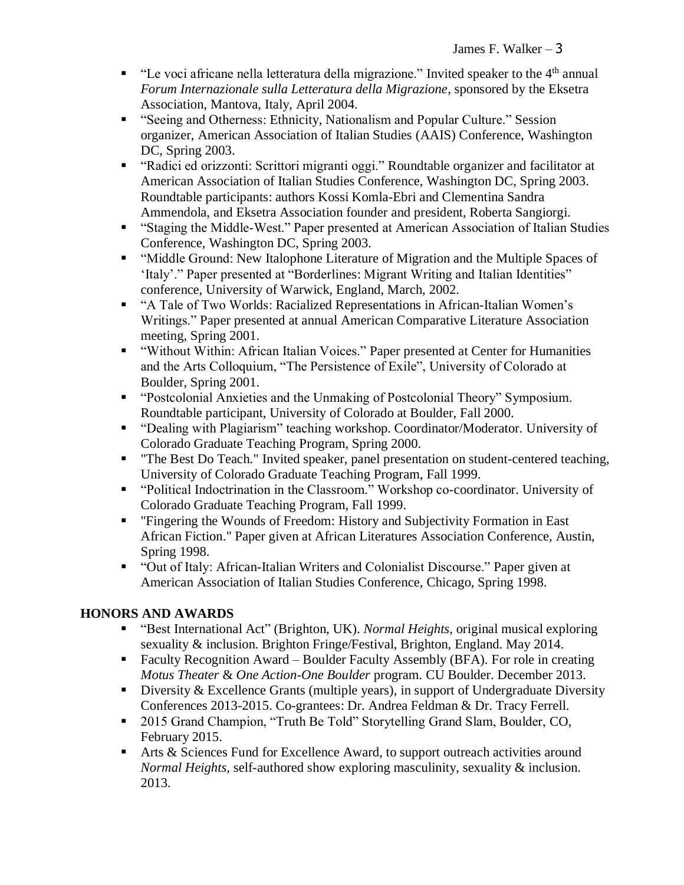- "Le voci africane nella letteratura della migrazione." Invited speaker to the 4th annual *Forum Internazionale sulla Letteratura della Migrazione*, sponsored by the Eksetra Association, Mantova, Italy, April 2004.
- "Seeing and Otherness: Ethnicity, Nationalism and Popular Culture." Session organizer, American Association of Italian Studies (AAIS) Conference, Washington DC, Spring 2003.
- "Radici ed orizzonti: Scrittori migranti oggi." Roundtable organizer and facilitator at American Association of Italian Studies Conference, Washington DC, Spring 2003. Roundtable participants: authors Kossi Komla-Ebri and Clementina Sandra Ammendola, and Eksetra Association founder and president, Roberta Sangiorgi.
- "Staging the Middle-West." Paper presented at American Association of Italian Studies Conference, Washington DC, Spring 2003.
- "Middle Ground: New Italophone Literature of Migration and the Multiple Spaces of 'Italy'." Paper presented at "Borderlines: Migrant Writing and Italian Identities" conference, University of Warwick, England, March, 2002.
- "A Tale of Two Worlds: Racialized Representations in African-Italian Women's Writings." Paper presented at annual American Comparative Literature Association meeting, Spring 2001.
- "Without Within: African Italian Voices." Paper presented at Center for Humanities and the Arts Colloquium, "The Persistence of Exile", University of Colorado at Boulder, Spring 2001.
- "Postcolonial Anxieties and the Unmaking of Postcolonial Theory" Symposium. Roundtable participant, University of Colorado at Boulder, Fall 2000.
- "Dealing with Plagiarism" teaching workshop. Coordinator/Moderator. University of Colorado Graduate Teaching Program, Spring 2000.
- "The Best Do Teach." Invited speaker, panel presentation on student-centered teaching, University of Colorado Graduate Teaching Program, Fall 1999.
- "Political Indoctrination in the Classroom." Workshop co-coordinator. University of Colorado Graduate Teaching Program, Fall 1999.
- "Fingering the Wounds of Freedom: History and Subjectivity Formation in East African Fiction." Paper given at African Literatures Association Conference, Austin, Spring 1998.
- "Out of Italy: African-Italian Writers and Colonialist Discourse." Paper given at American Association of Italian Studies Conference, Chicago, Spring 1998.

## HONORS AND AWARDS

- "Best International Act" (Brighton, UK). *Normal Heights*, original musical exploring sexuality & inclusion. Brighton Fringe/Festival, Brighton, England. May 2014.
- Faculty Recognition Award – Boulder Faculty Assembly (BFA). For role in creating *Motus Theater* & *One Action-One Boulder* program. CU Boulder. December 2013.
- Diversity & Excellence Grants (multiple years), in support of Undergraduate Diversity Conferences 2013-2015. Co-grantees: Dr. Andrea Feldman & Dr. Tracy Ferrell.
- 2015 Grand Champion, "Truth Be Told" Storytelling Grand Slam, Boulder, CO, February 2015.
- Arts & Sciences Fund for Excellence Award, to support outreach activities around *Normal Heights*, self-authored show exploring masculinity, sexuality & inclusion. 2013.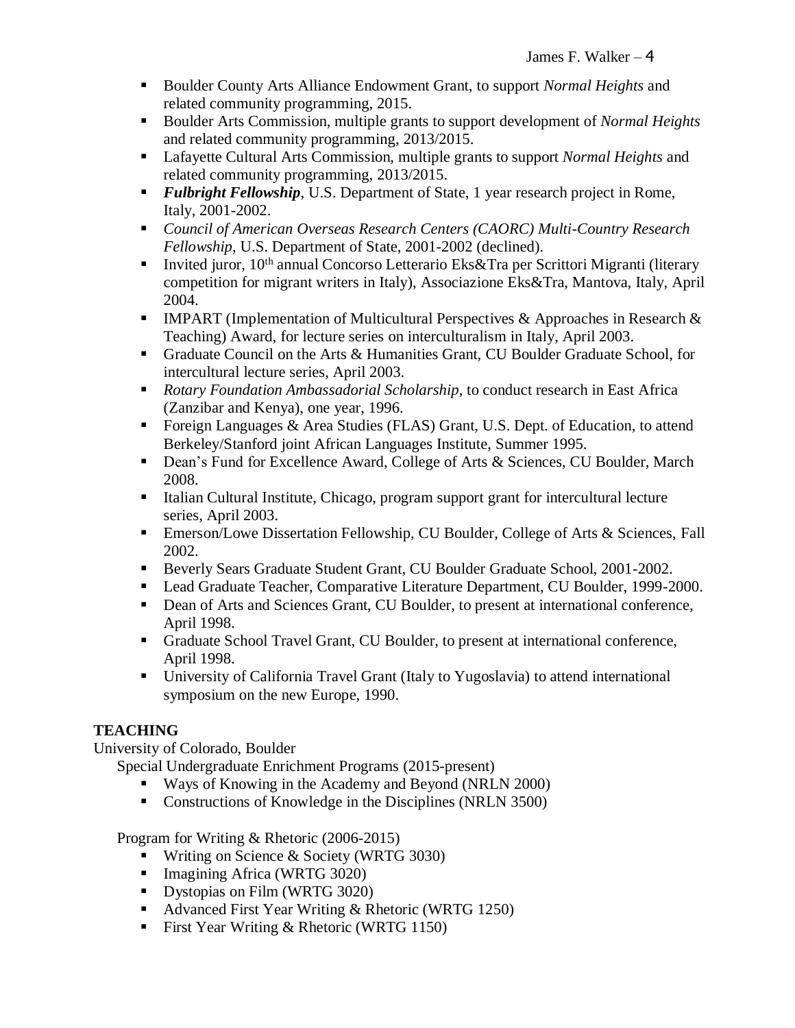- Boulder County Arts Alliance Endowment Grant, to support *Normal Heights* and related community programming, 2015.
- Boulder Arts Commission, multiple grants to support development of *Normal Heights* and related community programming, 2013/2015.
- Lafayette Cultural Arts Commission, multiple grants to support *Normal Heights* and related community programming, 2013/2015.
- ***Fulbright Fellowship***, U.S. Department of State, 1 year research project in Rome, Italy, 2001-2002.
- *Council of American Overseas Research Centers (CAORC) Multi-Country Research Fellowship*, U.S. Department of State, 2001-2002 (declined).
- Invited juror, 10th annual Concorso Letterario Eks&Tra per Scrittori Migranti (literary competition for migrant writers in Italy), Associazione Eks&Tra, Mantova, Italy, April 2004.
- IMPART (Implementation of Multicultural Perspectives & Approaches in Research & Teaching) Award, for lecture series on interculturalism in Italy, April 2003.
- Graduate Council on the Arts & Humanities Grant, CU Boulder Graduate School, for intercultural lecture series, April 2003.
- *Rotary Foundation Ambassadorial Scholarship*, to conduct research in East Africa (Zanzibar and Kenya), one year, 1996.
- Foreign Languages & Area Studies (FLAS) Grant, U.S. Dept. of Education, to attend Berkeley/Stanford joint African Languages Institute, Summer 1995.
- Dean's Fund for Excellence Award, College of Arts & Sciences, CU Boulder, March 2008.
- Italian Cultural Institute, Chicago, program support grant for intercultural lecture series, April 2003.
- Emerson/Lowe Dissertation Fellowship, CU Boulder, College of Arts & Sciences, Fall 2002.
- Beverly Sears Graduate Student Grant, CU Boulder Graduate School, 2001-2002.
- Lead Graduate Teacher, Comparative Literature Department, CU Boulder, 1999-2000.
- Dean of Arts and Sciences Grant, CU Boulder, to present at international conference, April 1998.
- Graduate School Travel Grant, CU Boulder, to present at international conference, April 1998.
- University of California Travel Grant (Italy to Yugoslavia) to attend international symposium on the new Europe, 1990.

## TEACHING

University of Colorado, Boulder

Special Undergraduate Enrichment Programs (2015-present)

- Ways of Knowing in the Academy and Beyond (NRLN 2000)
- Constructions of Knowledge in the Disciplines (NRLN 3500)

Program for Writing & Rhetoric (2006-2015)

- Writing on Science & Society (WRTG 3030)
- Imagining Africa (WRTG 3020)
- Dystopias on Film (WRTG 3020)
- Advanced First Year Writing & Rhetoric (WRTG 1250)
- First Year Writing & Rhetoric (WRTG 1150)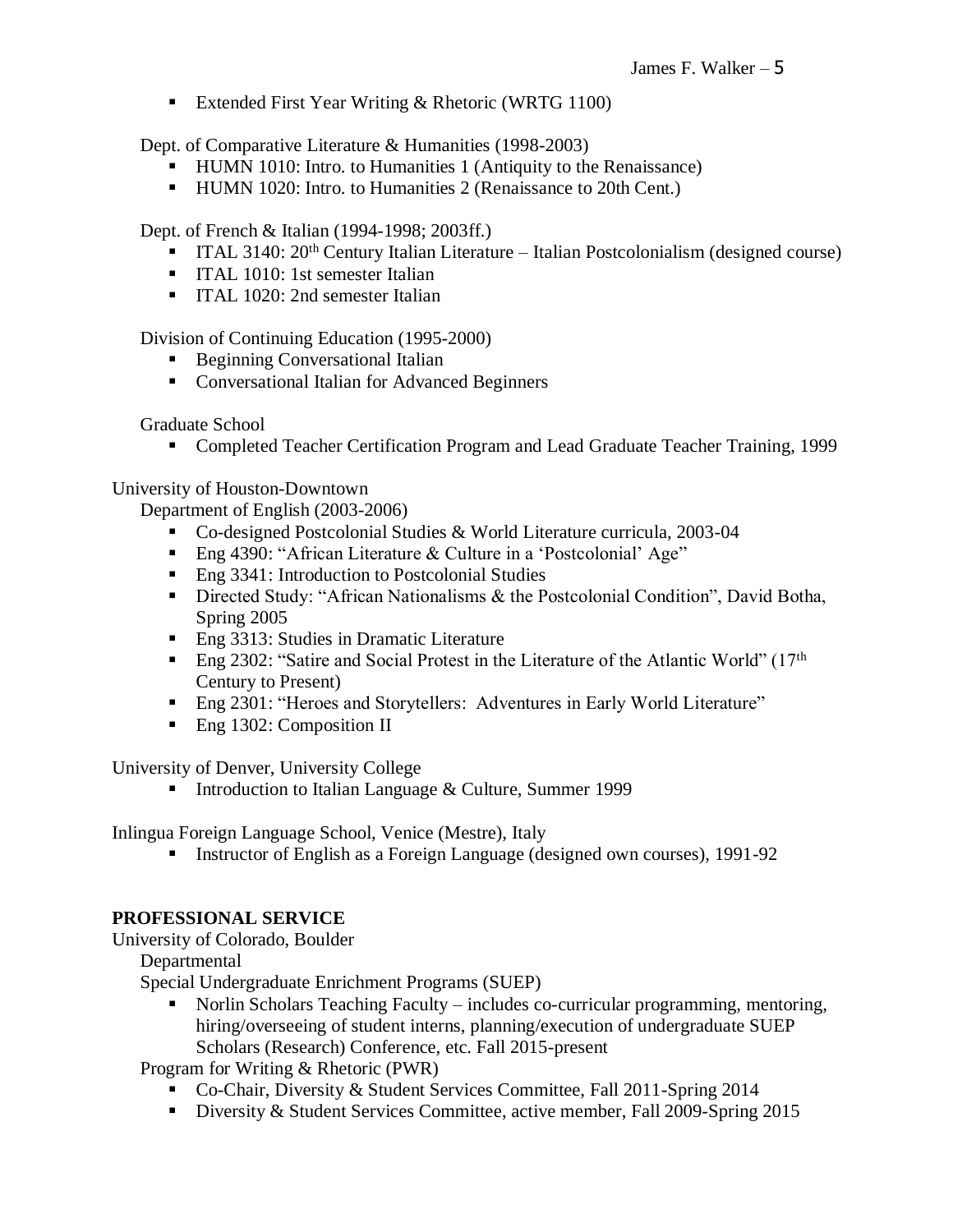- Extended First Year Writing & Rhetoric (WRTG 1100)

Dept. of Comparative Literature & Humanities (1998-2003)

- HUMN 1010: Intro. to Humanities 1 (Antiquity to the Renaissance)
- HUMN 1020: Intro. to Humanities 2 (Renaissance to 20th Cent.)

Dept. of French & Italian (1994-1998; 2003ff.)

- ITAL 3140: 20th Century Italian Literature – Italian Postcolonialism (designed course)
- ITAL 1010: 1st semester Italian
- ITAL 1020: 2nd semester Italian

Division of Continuing Education (1995-2000)

- Beginning Conversational Italian
- Conversational Italian for Advanced Beginners

Graduate School

- Completed Teacher Certification Program and Lead Graduate Teacher Training, 1999

University of Houston-Downtown

Department of English (2003-2006)

- Co-designed Postcolonial Studies & World Literature curricula, 2003-04
- Eng 4390: "African Literature & Culture in a 'Postcolonial' Age"
- Eng 3341: Introduction to Postcolonial Studies
- Directed Study: "African Nationalisms & the Postcolonial Condition", David Botha, Spring 2005
- Eng 3313: Studies in Dramatic Literature
- Eng 2302: "Satire and Social Protest in the Literature of the Atlantic World" (17th Century to Present)
- Eng 2301: "Heroes and Storytellers: Adventures in Early World Literature"
- Eng 1302: Composition II

University of Denver, University College

- Introduction to Italian Language & Culture, Summer 1999

Inlingua Foreign Language School, Venice (Mestre), Italy

- Instructor of English as a Foreign Language (designed own courses), 1991-92

## PROFESSIONAL SERVICE

University of Colorado, Boulder

Departmental

Special Undergraduate Enrichment Programs (SUEP)

- Norlin Scholars Teaching Faculty – includes co-curricular programming, mentoring, hiring/overseeing of student interns, planning/execution of undergraduate SUEP Scholars (Research) Conference, etc. Fall 2015-present

Program for Writing & Rhetoric (PWR)

- Co-Chair, Diversity & Student Services Committee, Fall 2011-Spring 2014
- Diversity & Student Services Committee, active member, Fall 2009-Spring 2015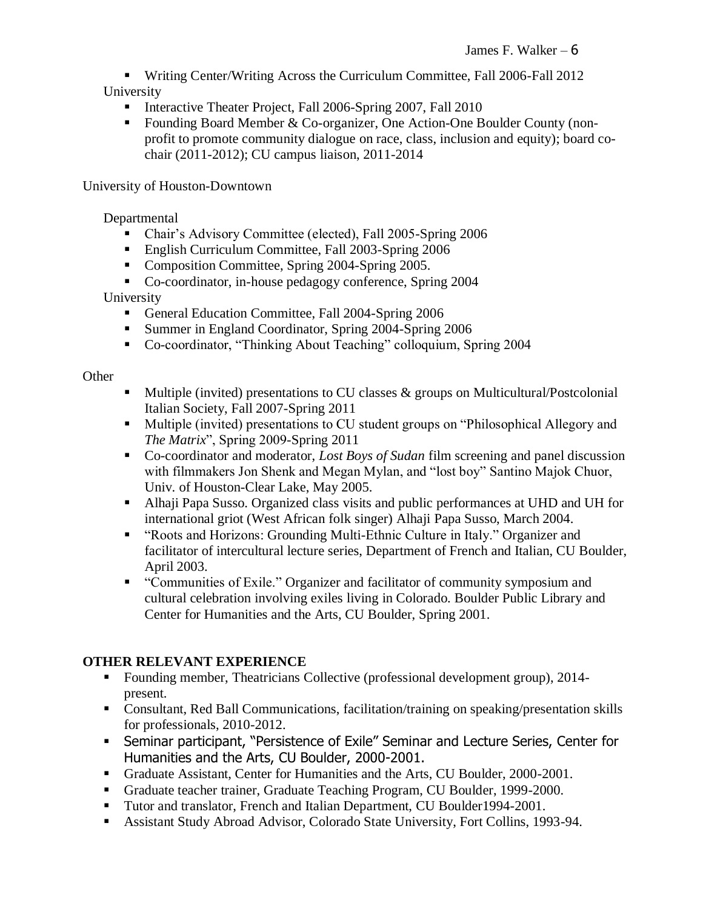- Writing Center/Writing Across the Curriculum Committee, Fall 2006-Fall 2012

University

- Interactive Theater Project, Fall 2006-Spring 2007, Fall 2010
- Founding Board Member & Co-organizer, One Action-One Boulder County (non-profit to promote community dialogue on race, class, inclusion and equity); board co-chair (2011-2012); CU campus liaison, 2011-2014

University of Houston-Downtown

Departmental

- Chair's Advisory Committee (elected), Fall 2005-Spring 2006
- English Curriculum Committee, Fall 2003-Spring 2006
- Composition Committee, Spring 2004-Spring 2005.
- Co-coordinator, in-house pedagogy conference, Spring 2004

University

- General Education Committee, Fall 2004-Spring 2006
- Summer in England Coordinator, Spring 2004-Spring 2006
- Co-coordinator, "Thinking About Teaching" colloquium, Spring 2004

Other

- Multiple (invited) presentations to CU classes & groups on Multicultural/Postcolonial Italian Society, Fall 2007-Spring 2011
- Multiple (invited) presentations to CU student groups on "Philosophical Allegory and *The Matrix*", Spring 2009-Spring 2011
- Co-coordinator and moderator, *Lost Boys of Sudan* film screening and panel discussion with filmmakers Jon Shenk and Megan Mylan, and "lost boy" Santino Majok Chuor, Univ. of Houston-Clear Lake, May 2005.
- Alhaji Papa Susso. Organized class visits and public performances at UHD and UH for international griot (West African folk singer) Alhaji Papa Susso, March 2004.
- "Roots and Horizons: Grounding Multi-Ethnic Culture in Italy." Organizer and facilitator of intercultural lecture series, Department of French and Italian, CU Boulder, April 2003.
- "Communities of Exile." Organizer and facilitator of community symposium and cultural celebration involving exiles living in Colorado. Boulder Public Library and Center for Humanities and the Arts, CU Boulder, Spring 2001.

**OTHER RELEVANT EXPERIENCE**

- Founding member, Theatricians Collective (professional development group), 2014-present.
- Consultant, Red Ball Communications, facilitation/training on speaking/presentation skills for professionals, 2010-2012.
- Seminar participant, "Persistence of Exile" Seminar and Lecture Series, Center for Humanities and the Arts, CU Boulder, 2000-2001.
- Graduate Assistant, Center for Humanities and the Arts, CU Boulder, 2000-2001.
- Graduate teacher trainer, Graduate Teaching Program, CU Boulder, 1999-2000.
- Tutor and translator, French and Italian Department, CU Boulder1994-2001.
- Assistant Study Abroad Advisor, Colorado State University, Fort Collins, 1993-94.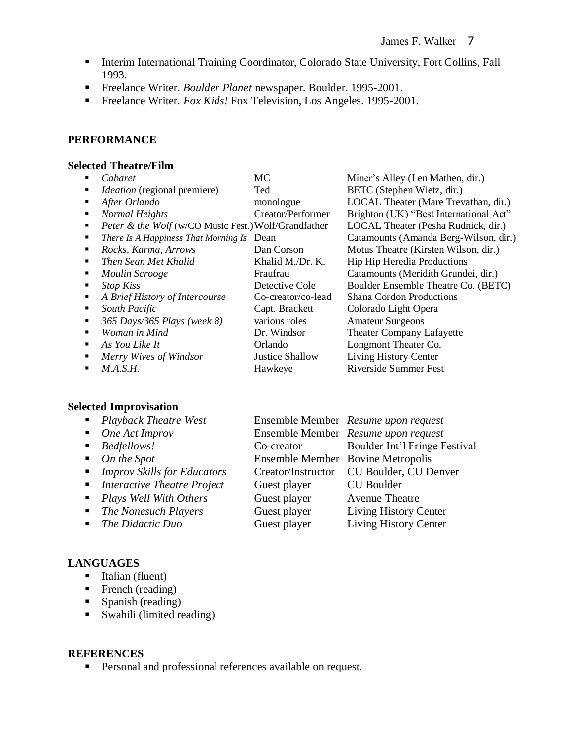- Interim International Training Coordinator, Colorado State University, Fort Collins, Fall 1993.
- Freelance Writer. *Boulder Planet* newspaper. Boulder. 1995-2001.
- Freelance Writer. *Fox Kids!* Fox Television, Los Angeles. 1995-2001.

## PERFORMANCE

### Selected Theatre/Film

| | | |
|---|---|---|
| *Cabaret* | MC | Miner's Alley (Len Matheo, dir.) |
| *Ideation* (regional premiere) | Ted | BETC (Stephen Wietz, dir.) |
| *After Orlando* | monologue | LOCAL Theater (Mare Trevathan, dir.) |
| *Normal Heights* | Creator/Performer | Brighton (UK) "Best International Act" |
| *Peter & the Wolf* (w/CO Music Fest.) | Wolf/Grandfather | LOCAL Theater (Pesha Rudnick, dir.) |
| *There Is A Happiness That Morning Is* | Dean | Catamounts (Amanda Berg-Wilson, dir.) |
| *Rocks, Karma, Arrows* | Dan Corson | Motus Theatre (Kirsten Wilson, dir.) |
| *Then Sean Met Khalid* | Khalid M./Dr. K. | Hip Hip Heredia Productions |
| *Moulin Scrooge* | Fraufrau | Catamounts (Meridith Grundei, dir.) |
| *Stop Kiss* | Detective Cole | Boulder Ensemble Theatre Co. (BETC) |
| *A Brief History of Intercourse* | Co-creator/co-lead | Shana Cordon Productions |
| *South Pacific* | Capt. Brackett | Colorado Light Opera |
| *365 Days/365 Plays (week 8)* | various roles | Amateur Surgeons |
| *Woman in Mind* | Dr. Windsor | Theater Company Lafayette |
| *As You Like It* | Orlando | Longmont Theater Co. |
| *Merry Wives of Windsor* | Justice Shallow | Living History Center |
| *M.A.S.H.* | Hawkeye | Riverside Summer Fest |

### Selected Improvisation

| | | |
|---|---|---|
| *Playback Theatre West* | Ensemble Member | *Resume upon request* |
| *One Act Improv* | Ensemble Member | *Resume upon request* |
| *Bedfellows!* | Co-creator | Boulder Int'l Fringe Festival |
| *On the Spot* | Ensemble Member | Bovine Metropolis |
| *Improv Skills for Educators* | Creator/Instructor | CU Boulder, CU Denver |
| *Interactive Theatre Project* | Guest player | CU Boulder |
| *Plays Well With Others* | Guest player | Avenue Theatre |
| *The Nonesuch Players* | Guest player | Living History Center |
| *The Didactic Duo* | Guest player | Living History Center |

## LANGUAGES

- Italian (fluent)
- French (reading)
- Spanish (reading)
- Swahili (limited reading)

## REFERENCES

- Personal and professional references available on request.